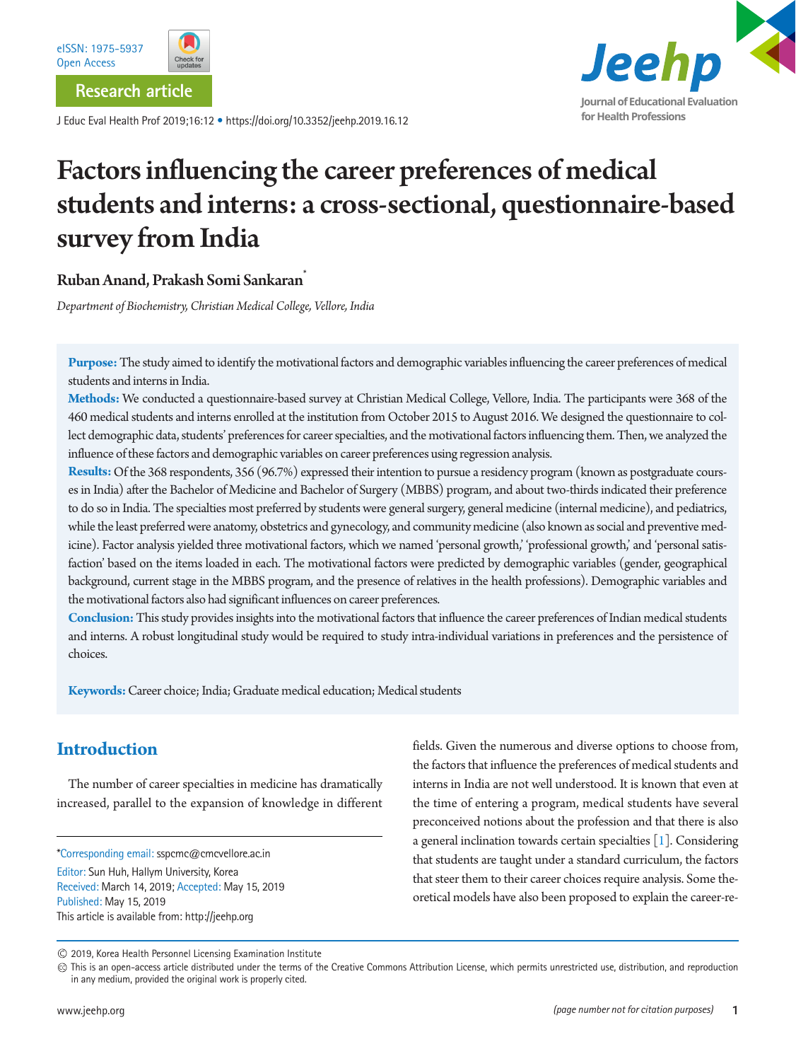Research article

# Factors influencing the career preferences of medical students and interns: a cross-sectional, questionnaire-based survey from India

**Ruban Anand, Prakash Somi Sankaran***

*Department of Biochemistry, Christian Medical College, Vellore, India*

**Purpose:** The study aimed to identify the motivational factors and demographic variables influencing the career preferences of medical students and interns in India.

**Methods:** We conducted a questionnaire-based survey at Christian Medical College, Vellore, India. The participants were 368 of the 460 medical students and interns enrolled at the institution from October 2015 to August 2016. We designed the questionnaire to collect demographic data, students' preferences for career specialties, and the motivational factors influencing them. Then, we analyzed the influence of these factors and demographic variables on career preferences using regression analysis.

**Results:** Of the 368 respondents, 356 (96.7%) expressed their intention to pursue a residency program (known as postgraduate courses in India) after the Bachelor of Medicine and Bachelor of Surgery (MBBS) program, and about two-thirds indicated their preference to do so in India. The specialties most preferred by students were general surgery, general medicine (internal medicine), and pediatrics, while the least preferred were anatomy, obstetrics and gynecology, and community medicine (also known as social and preventive medicine). Factor analysis yielded three motivational factors, which we named 'personal growth,' 'professional growth,' and 'personal satisfaction' based on the items loaded in each. The motivational factors were predicted by demographic variables (gender, geographical background, current stage in the MBBS program, and the presence of relatives in the health professions). Demographic variables and the motivational factors also had significant influences on career preferences.

**Conclusion:** This study provides insights into the motivational factors that influence the career preferences of Indian medical students and interns. A robust longitudinal study would be required to study intra-individual variations in preferences and the persistence of choices.

**Keywords:** Career choice; India; Graduate medical education; Medical students

## Introduction

The number of career specialties in medicine has dramatically increased, parallel to the expansion of knowledge in different fields. Given the numerous and diverse options to choose from, the factors that influence the preferences of medical students and interns in India are not well understood. It is known that even at the time of entering a program, medical students have several preconceived notions about the profession and that there is also a general inclination towards certain specialties [1]. Considering that students are taught under a standard curriculum, the factors that steer them to their career choices require analysis. Some theoretical models have also been proposed to explain the career-re-

*Corresponding email: sspcmc@cmcvellore.ac.in
Editor: Sun Huh, Hallym University, Korea
Received: March 14, 2019; Accepted: May 15, 2019
Published: May 15, 2019
This article is available from: http://jeehp.org

© 2019, Korea Health Personnel Licensing Examination Institute
This is an open-access article distributed under the terms of the Creative Commons Attribution License, which permits unrestricted use, distribution, and reproduction in any medium, provided the original work is properly cited.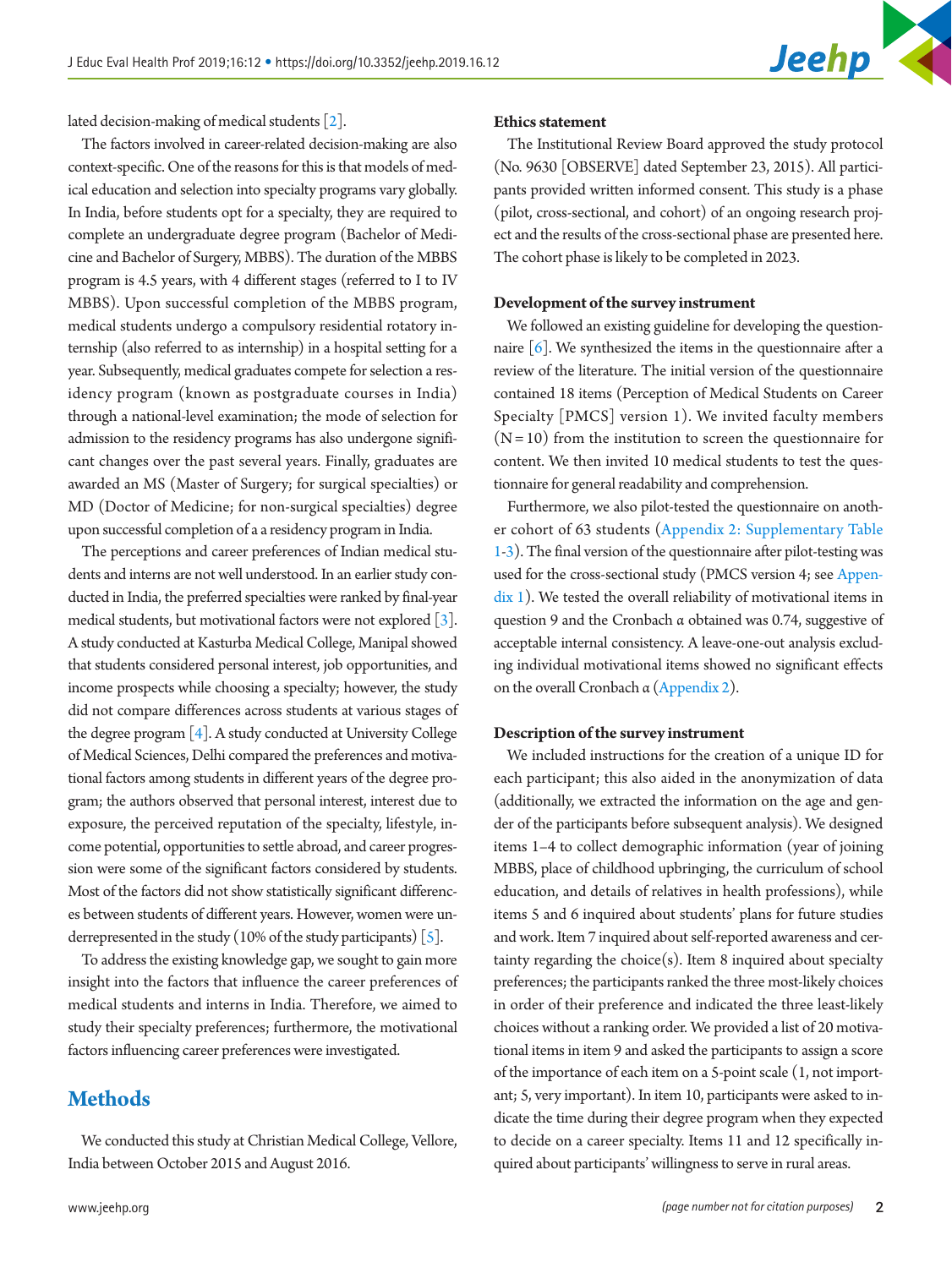lated decision-making of medical students [2].

The factors involved in career-related decision-making are also context-specific. One of the reasons for this is that models of medical education and selection into specialty programs vary globally. In India, before students opt for a specialty, they are required to complete an undergraduate degree program (Bachelor of Medicine and Bachelor of Surgery, MBBS). The duration of the MBBS program is 4.5 years, with 4 different stages (referred to I to IV MBBS). Upon successful completion of the MBBS program, medical students undergo a compulsory residential rotatory internship (also referred to as internship) in a hospital setting for a year. Subsequently, medical graduates compete for selection a residency program (known as postgraduate courses in India) through a national-level examination; the mode of selection for admission to the residency programs has also undergone significant changes over the past several years. Finally, graduates are awarded an MS (Master of Surgery; for surgical specialties) or MD (Doctor of Medicine; for non-surgical specialties) degree upon successful completion of a a residency program in India.

The perceptions and career preferences of Indian medical students and interns are not well understood. In an earlier study conducted in India, the preferred specialties were ranked by final-year medical students, but motivational factors were not explored [3]. A study conducted at Kasturba Medical College, Manipal showed that students considered personal interest, job opportunities, and income prospects while choosing a specialty; however, the study did not compare differences across students at various stages of the degree program [4]. A study conducted at University College of Medical Sciences, Delhi compared the preferences and motivational factors among students in different years of the degree program; the authors observed that personal interest, interest due to exposure, the perceived reputation of the specialty, lifestyle, income potential, opportunities to settle abroad, and career progression were some of the significant factors considered by students. Most of the factors did not show statistically significant differences between students of different years. However, women were underrepresented in the study (10% of the study participants) [5].

To address the existing knowledge gap, we sought to gain more insight into the factors that influence the career preferences of medical students and interns in India. Therefore, we aimed to study their specialty preferences; furthermore, the motivational factors influencing career preferences were investigated.

## Methods

We conducted this study at Christian Medical College, Vellore, India between October 2015 and August 2016.

### Ethics statement

The Institutional Review Board approved the study protocol (No. 9630 [OBSERVE] dated September 23, 2015). All participants provided written informed consent. This study is a phase (pilot, cross-sectional, and cohort) of an ongoing research project and the results of the cross-sectional phase are presented here. The cohort phase is likely to be completed in 2023.

### Development of the survey instrument

We followed an existing guideline for developing the questionnaire [6]. We synthesized the items in the questionnaire after a review of the literature. The initial version of the questionnaire contained 18 items (Perception of Medical Students on Career Specialty [PMCS] version 1). We invited faculty members (N = 10) from the institution to screen the questionnaire for content. We then invited 10 medical students to test the questionnaire for general readability and comprehension.

Furthermore, we also pilot-tested the questionnaire on another cohort of 63 students (Appendix 2: Supplementary Table 1-3). The final version of the questionnaire after pilot-testing was used for the cross-sectional study (PMCS version 4; see Appendix 1). We tested the overall reliability of motivational items in question 9 and the Cronbach α obtained was 0.74, suggestive of acceptable internal consistency. A leave-one-out analysis excluding individual motivational items showed no significant effects on the overall Cronbach α (Appendix 2).

### Description of the survey instrument

We included instructions for the creation of a unique ID for each participant; this also aided in the anonymization of data (additionally, we extracted the information on the age and gender of the participants before subsequent analysis). We designed items 1–4 to collect demographic information (year of joining MBBS, place of childhood upbringing, the curriculum of school education, and details of relatives in health professions), while items 5 and 6 inquired about students' plans for future studies and work. Item 7 inquired about self-reported awareness and certainty regarding the choice(s). Item 8 inquired about specialty preferences; the participants ranked the three most-likely choices in order of their preference and indicated the three least-likely choices without a ranking order. We provided a list of 20 motivational items in item 9 and asked the participants to assign a score of the importance of each item on a 5-point scale (1, not important; 5, very important). In item 10, participants were asked to indicate the time during their degree program when they expected to decide on a career specialty. Items 11 and 12 specifically inquired about participants' willingness to serve in rural areas.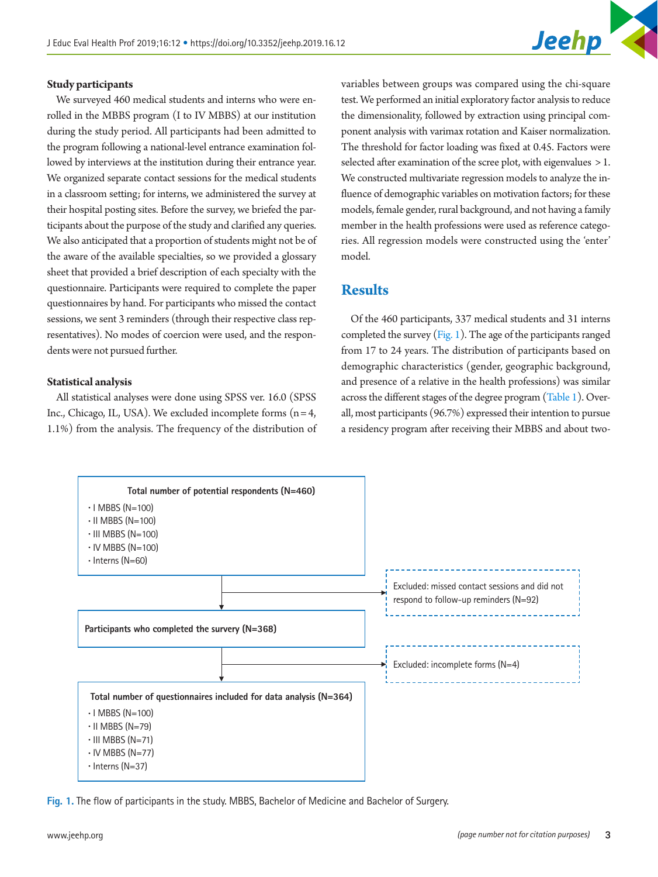### Study participants

We surveyed 460 medical students and interns who were enrolled in the MBBS program (I to IV MBBS) at our institution during the study period. All participants had been admitted to the program following a national-level entrance examination followed by interviews at the institution during their entrance year. We organized separate contact sessions for the medical students in a classroom setting; for interns, we administered the survey at their hospital posting sites. Before the survey, we briefed the participants about the purpose of the study and clarified any queries. We also anticipated that a proportion of students might not be of the aware of the available specialties, so we provided a glossary sheet that provided a brief description of each specialty with the questionnaire. Participants were required to complete the paper questionnaires by hand. For participants who missed the contact sessions, we sent 3 reminders (through their respective class representatives). No modes of coercion were used, and the respondents were not pursued further.

### Statistical analysis

All statistical analyses were done using SPSS ver. 16.0 (SPSS Inc., Chicago, IL, USA). We excluded incomplete forms (n = 4, 1.1%) from the analysis. The frequency of the distribution of variables between groups was compared using the chi-square test. We performed an initial exploratory factor analysis to reduce the dimensionality, followed by extraction using principal component analysis with varimax rotation and Kaiser normalization. The threshold for factor loading was fixed at 0.45. Factors were selected after examination of the scree plot, with eigenvalues > 1. We constructed multivariate regression models to analyze the influence of demographic variables on motivation factors; for these models, female gender, rural background, and not having a family member in the health professions were used as reference categories. All regression models were constructed using the 'enter' model.

## Results

Of the 460 participants, 337 medical students and 31 interns completed the survey (Fig. 1). The age of the participants ranged from 17 to 24 years. The distribution of participants based on demographic characteristics (gender, geographic background, and presence of a relative in the health professions) was similar across the different stages of the degree program (Table 1). Overall, most participants (96.7%) expressed their intention to pursue a residency program after receiving their MBBS and about two-

**Total number of potential respondents (N=460)**
- I MBBS (N=100)
- II MBBS (N=100)
- III MBBS (N=100)
- IV MBBS (N=100)
- Interns (N=60)

→ Excluded: missed contact sessions and did not respond to follow-up reminders (N=92)

**Participants who completed the survery (N=368)**

→ Excluded: incomplete forms (N=4)

**Total number of questionnaires included for data analysis (N=364)**
- I MBBS (N=100)
- II MBBS (N=79)
- III MBBS (N=71)
- IV MBBS (N=77)
- Interns (N=37)

**Fig. 1.** The flow of participants in the study. MBBS, Bachelor of Medicine and Bachelor of Surgery.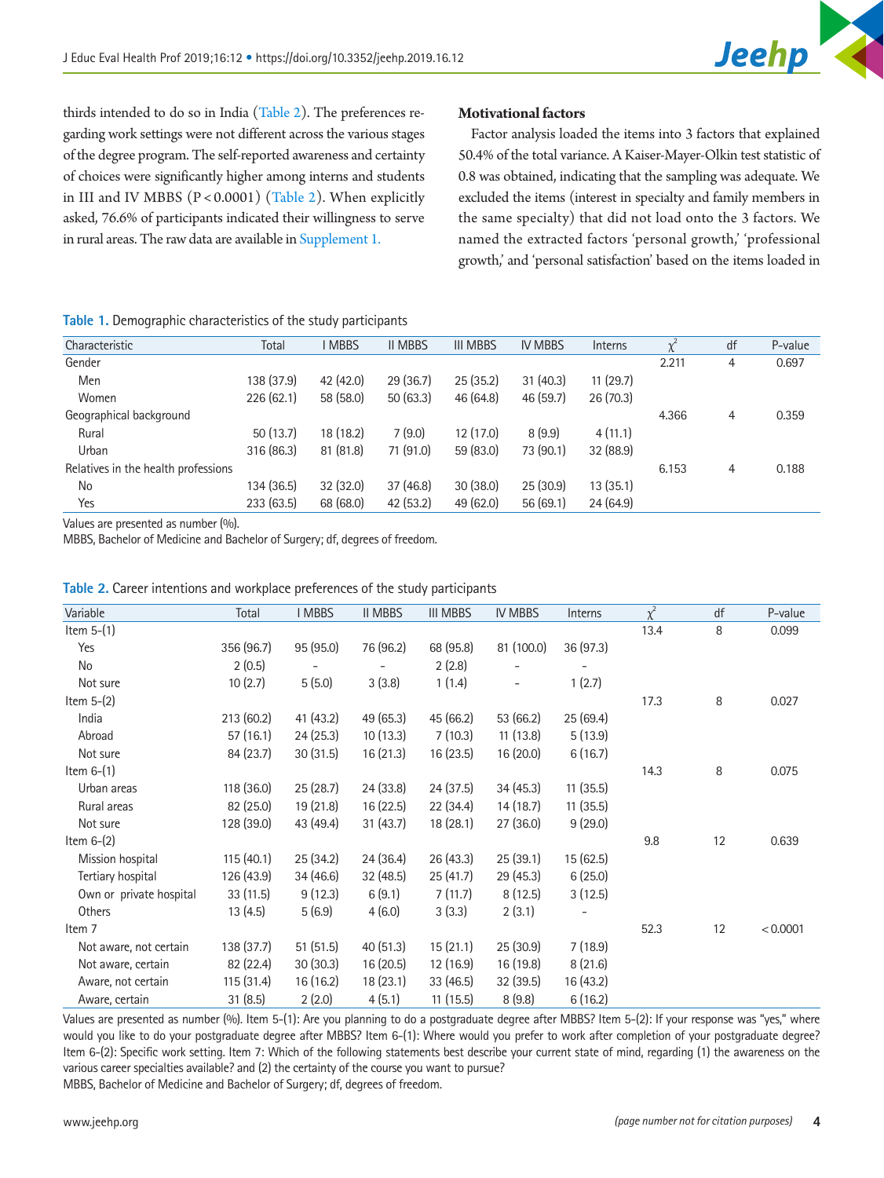thirds intended to do so in India (Table 2). The preferences regarding work settings were not different across the various stages of the degree program. The self-reported awareness and certainty of choices were significantly higher among interns and students in III and IV MBBS ($P < 0.0001$) (Table 2). When explicitly asked, 76.6% of participants indicated their willingness to serve in rural areas. The raw data are available in Supplement 1.

## Motivational factors

Factor analysis loaded the items into 3 factors that explained 50.4% of the total variance. A Kaiser-Mayer-Olkin test statistic of 0.8 was obtained, indicating that the sampling was adequate. We excluded the items (interest in specialty and family members in the same specialty) that did not load onto the 3 factors. We named the extracted factors 'personal growth,' 'professional growth,' and 'personal satisfaction' based on the items loaded in

**Table 1.** Demographic characteristics of the study participants

| Characteristic | Total | I MBBS | II MBBS | III MBBS | IV MBBS | Interns | $\chi^2$ | df | P-value |
|---|---|---|---|---|---|---|---|---|---|
| Gender | | | | | | | 2.211 | 4 | 0.697 |
| Men | 138 (37.9) | 42 (42.0) | 29 (36.7) | 25 (35.2) | 31 (40.3) | 11 (29.7) | | | |
| Women | 226 (62.1) | 58 (58.0) | 50 (63.3) | 46 (64.8) | 46 (59.7) | 26 (70.3) | | | |
| Geographical background | | | | | | | 4.366 | 4 | 0.359 |
| Rural | 50 (13.7) | 18 (18.2) | 7 (9.0) | 12 (17.0) | 8 (9.9) | 4 (11.1) | | | |
| Urban | 316 (86.3) | 81 (81.8) | 71 (91.0) | 59 (83.0) | 73 (90.1) | 32 (88.9) | | | |
| Relatives in the health professions | | | | | | | 6.153 | 4 | 0.188 |
| No | 134 (36.5) | 32 (32.0) | 37 (46.8) | 30 (38.0) | 25 (30.9) | 13 (35.1) | | | |
| Yes | 233 (63.5) | 68 (68.0) | 42 (53.2) | 49 (62.0) | 56 (69.1) | 24 (64.9) | | | |

Values are presented as number (%).
MBBS, Bachelor of Medicine and Bachelor of Surgery; df, degrees of freedom.

**Table 2.** Career intentions and workplace preferences of the study participants

| Variable | Total | I MBBS | II MBBS | III MBBS | IV MBBS | Interns | $\chi^2$ | df | P-value |
|---|---|---|---|---|---|---|---|---|---|
| Item 5-(1) | | | | | | | 13.4 | 8 | 0.099 |
| Yes | 356 (96.7) | 95 (95.0) | 76 (96.2) | 68 (95.8) | 81 (100.0) | 36 (97.3) | | | |
| No | 2 (0.5) | - | - | 2 (2.8) | - | - | | | |
| Not sure | 10 (2.7) | 5 (5.0) | 3 (3.8) | 1 (1.4) | - | 1 (2.7) | | | |
| Item 5-(2) | | | | | | | 17.3 | 8 | 0.027 |
| India | 213 (60.2) | 41 (43.2) | 49 (65.3) | 45 (66.2) | 53 (66.2) | 25 (69.4) | | | |
| Abroad | 57 (16.1) | 24 (25.3) | 10 (13.3) | 7 (10.3) | 11 (13.8) | 5 (13.9) | | | |
| Not sure | 84 (23.7) | 30 (31.5) | 16 (21.3) | 16 (23.5) | 16 (20.0) | 6 (16.7) | | | |
| Item 6-(1) | | | | | | | 14.3 | 8 | 0.075 |
| Urban areas | 118 (36.0) | 25 (28.7) | 24 (33.8) | 24 (37.5) | 34 (45.3) | 11 (35.5) | | | |
| Rural areas | 82 (25.0) | 19 (21.8) | 16 (22.5) | 22 (34.4) | 14 (18.7) | 11 (35.5) | | | |
| Not sure | 128 (39.0) | 43 (49.4) | 31 (43.7) | 18 (28.1) | 27 (36.0) | 9 (29.0) | | | |
| Item 6-(2) | | | | | | | 9.8 | 12 | 0.639 |
| Mission hospital | 115 (40.1) | 25 (34.2) | 24 (36.4) | 26 (43.3) | 25 (39.1) | 15 (62.5) | | | |
| Tertiary hospital | 126 (43.9) | 34 (46.6) | 32 (48.5) | 25 (41.7) | 29 (45.3) | 6 (25.0) | | | |
| Own or private hospital | 33 (11.5) | 9 (12.3) | 6 (9.1) | 7 (11.7) | 8 (12.5) | 3 (12.5) | | | |
| Others | 13 (4.5) | 5 (6.9) | 4 (6.0) | 3 (3.3) | 2 (3.1) | - | | | |
| Item 7 | | | | | | | 52.3 | 12 | < 0.0001 |
| Not aware, not certain | 138 (37.7) | 51 (51.5) | 40 (51.3) | 15 (21.1) | 25 (30.9) | 7 (18.9) | | | |
| Not aware, certain | 82 (22.4) | 30 (30.3) | 16 (20.5) | 12 (16.9) | 16 (19.8) | 8 (21.6) | | | |
| Aware, not certain | 115 (31.4) | 16 (16.2) | 18 (23.1) | 33 (46.5) | 32 (39.5) | 16 (43.2) | | | |
| Aware, certain | 31 (8.5) | 2 (2.0) | 4 (5.1) | 11 (15.5) | 8 (9.8) | 6 (16.2) | | | |

Values are presented as number (%). Item 5-(1): Are you planning to do a postgraduate degree after MBBS? Item 5-(2): If your response was "yes," where would you like to do your postgraduate degree after MBBS? Item 6-(1): Where would you prefer to work after completion of your postgraduate degree? Item 6-(2): Specific work setting. Item 7: Which of the following statements best describe your current state of mind, regarding (1) the awareness on the various career specialties available? and (2) the certainty of the course you want to pursue?
MBBS, Bachelor of Medicine and Bachelor of Surgery; df, degrees of freedom.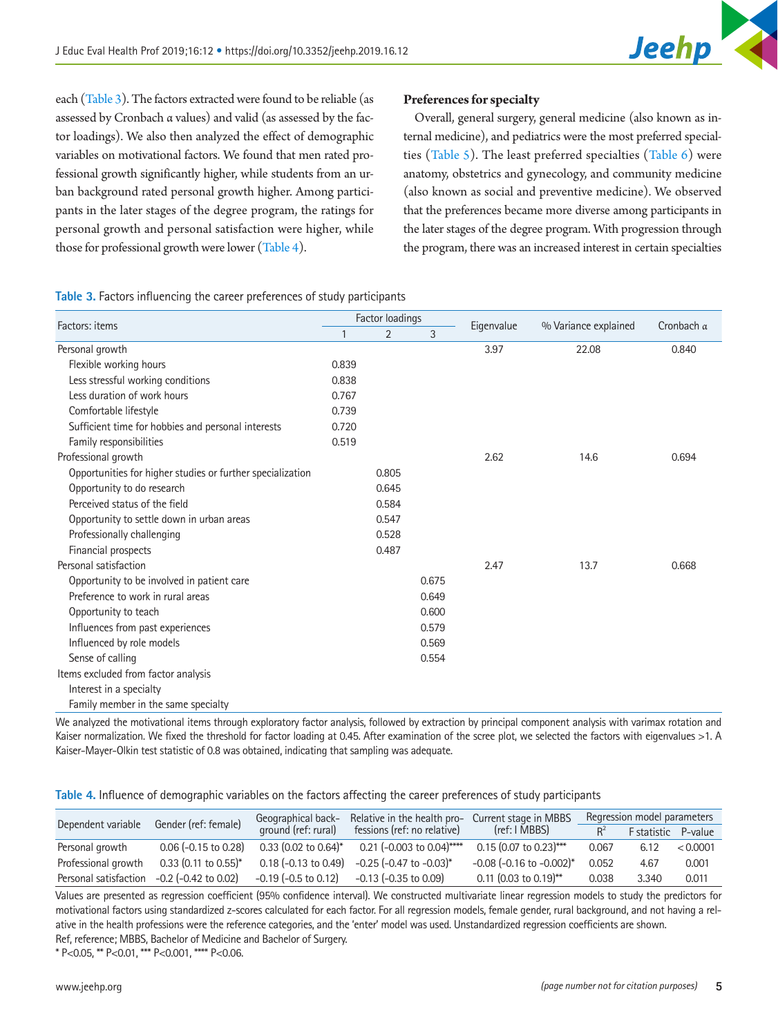each (Table 3). The factors extracted were found to be reliable (as assessed by Cronbach α values) and valid (as assessed by the factor loadings). We also then analyzed the effect of demographic variables on motivational factors. We found that men rated professional growth significantly higher, while students from an urban background rated personal growth higher. Among participants in the later stages of the degree program, the ratings for personal growth and personal satisfaction were higher, while those for professional growth were lower (Table 4).

### Preferences for specialty

Overall, general surgery, general medicine (also known as internal medicine), and pediatrics were the most preferred specialties (Table 5). The least preferred specialties (Table 6) were anatomy, obstetrics and gynecology, and community medicine (also known as social and preventive medicine). We observed that the preferences became more diverse among participants in the later stages of the degree program. With progression through the program, there was an increased interest in certain specialties

**Table 3.** Factors influencing the career preferences of study participants

| Factors: items | Factor loadings | | | Eigenvalue | % Variance explained | Cronbach α |
|---|---|---|---|---|---|---|
| | 1 | 2 | 3 | | | |
| Personal growth | | | | 3.97 | 22.08 | 0.840 |
| Flexible working hours | 0.839 | | | | | |
| Less stressful working conditions | 0.838 | | | | | |
| Less duration of work hours | 0.767 | | | | | |
| Comfortable lifestyle | 0.739 | | | | | |
| Sufficient time for hobbies and personal interests | 0.720 | | | | | |
| Family responsibilities | 0.519 | | | | | |
| Professional growth | | | | 2.62 | 14.6 | 0.694 |
| Opportunities for higher studies or further specialization | | 0.805 | | | | |
| Opportunity to do research | | 0.645 | | | | |
| Perceived status of the field | | 0.584 | | | | |
| Opportunity to settle down in urban areas | | 0.547 | | | | |
| Professionally challenging | | 0.528 | | | | |
| Financial prospects | | 0.487 | | | | |
| Personal satisfaction | | | | 2.47 | 13.7 | 0.668 |
| Opportunity to be involved in patient care | | | 0.675 | | | |
| Preference to work in rural areas | | | 0.649 | | | |
| Opportunity to teach | | | 0.600 | | | |
| Influences from past experiences | | | 0.579 | | | |
| Influenced by role models | | | 0.569 | | | |
| Sense of calling | | | 0.554 | | | |
| Items excluded from factor analysis | | | | | | |
| Interest in a specialty | | | | | | |
| Family member in the same specialty | | | | | | |

We analyzed the motivational items through exploratory factor analysis, followed by extraction by principal component analysis with varimax rotation and Kaiser normalization. We fixed the threshold for factor loading at 0.45. After examination of the scree plot, we selected the factors with eigenvalues >1. A Kaiser-Mayer-Olkin test statistic of 0.8 was obtained, indicating that sampling was adequate.

**Table 4.** Influence of demographic variables on the factors affecting the career preferences of study participants

| Dependent variable | Gender (ref: female) | Geographical background (ref: rural) | Relative in the health professions (ref: no relative) | Current stage in MBBS (ref: I MBBS) | Regression model parameters | | |
|---|---|---|---|---|---|---|---|
| | | | | | $R^2$ | F statistic | P-value |
| Personal growth | 0.06 (-0.15 to 0.28) | 0.33 (0.02 to 0.64)* | 0.21 (-0.003 to 0.04)**** | 0.15 (0.07 to 0.23)*** | 0.067 | 6.12 | < 0.0001 |
| Professional growth | 0.33 (0.11 to 0.55)* | 0.18 (-0.13 to 0.49) | -0.25 (-0.47 to -0.03)* | -0.08 (-0.16 to -0.002)* | 0.052 | 4.67 | 0.001 |
| Personal satisfaction | -0.2 (-0.42 to 0.02) | -0.19 (-0.5 to 0.12) | -0.13 (-0.35 to 0.09) | 0.11 (0.03 to 0.19)** | 0.038 | 3.340 | 0.011 |

Values are presented as regression coefficient (95% confidence interval). We constructed multivariate linear regression models to study the predictors for motivational factors using standardized z-scores calculated for each factor. For all regression models, female gender, rural background, and not having a relative in the health professions were the reference categories, and the 'enter' model was used. Unstandardized regression coefficients are shown.
Ref, reference; MBBS, Bachelor of Medicine and Bachelor of Surgery.
* P<0.05, ** P<0.01, *** P<0.001, **** P<0.06.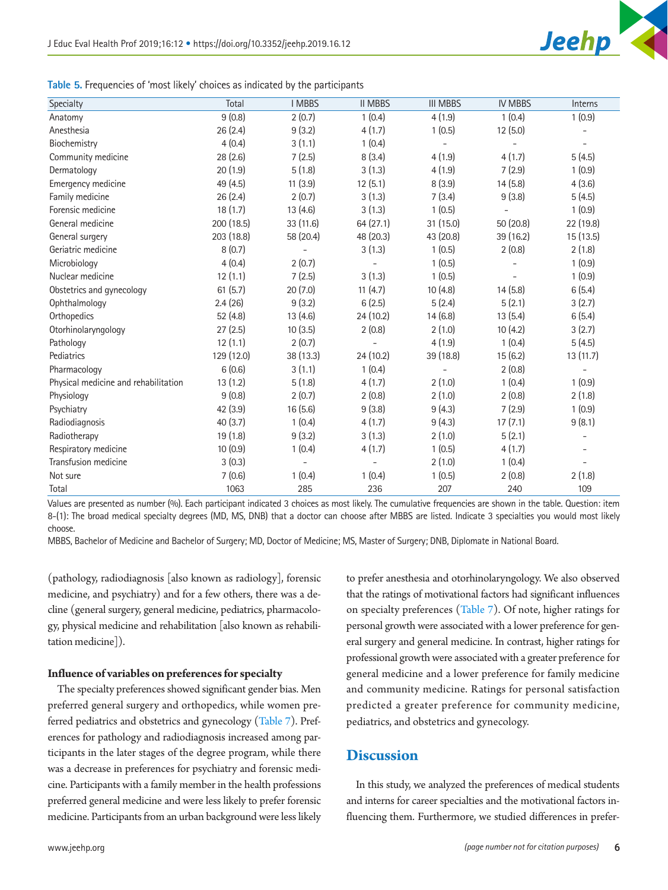**Table 5.** Frequencies of 'most likely' choices as indicated by the participants

| Specialty | Total | I MBBS | II MBBS | III MBBS | IV MBBS | Interns |
|---|---|---|---|---|---|---|
| Anatomy | 9 (0.8) | 2 (0.7) | 1 (0.4) | 4 (1.9) | 1 (0.4) | 1 (0.9) |
| Anesthesia | 26 (2.4) | 9 (3.2) | 4 (1.7) | 1 (0.5) | 12 (5.0) | - |
| Biochemistry | 4 (0.4) | 3 (1.1) | 1 (0.4) | - | - | - |
| Community medicine | 28 (2.6) | 7 (2.5) | 8 (3.4) | 4 (1.9) | 4 (1.7) | 5 (4.5) |
| Dermatology | 20 (1.9) | 5 (1.8) | 3 (1.3) | 4 (1.9) | 7 (2.9) | 1 (0.9) |
| Emergency medicine | 49 (4.5) | 11 (3.9) | 12 (5.1) | 8 (3.9) | 14 (5.8) | 4 (3.6) |
| Family medicine | 26 (2.4) | 2 (0.7) | 3 (1.3) | 7 (3.4) | 9 (3.8) | 5 (4.5) |
| Forensic medicine | 18 (1.7) | 13 (4.6) | 3 (1.3) | 1 (0.5) | - | 1 (0.9) |
| General medicine | 200 (18.5) | 33 (11.6) | 64 (27.1) | 31 (15.0) | 50 (20.8) | 22 (19.8) |
| General surgery | 203 (18.8) | 58 (20.4) | 48 (20.3) | 43 (20.8) | 39 (16.2) | 15 (13.5) |
| Geriatric medicine | 8 (0.7) | - | 3 (1.3) | 1 (0.5) | 2 (0.8) | 2 (1.8) |
| Microbiology | 4 (0.4) | 2 (0.7) | - | 1 (0.5) | - | 1 (0.9) |
| Nuclear medicine | 12 (1.1) | 7 (2.5) | 3 (1.3) | 1 (0.5) | - | 1 (0.9) |
| Obstetrics and gynecology | 61 (5.7) | 20 (7.0) | 11 (4.7) | 10 (4.8) | 14 (5.8) | 6 (5.4) |
| Ophthalmology | 2.4 (26) | 9 (3.2) | 6 (2.5) | 5 (2.4) | 5 (2.1) | 3 (2.7) |
| Orthopedics | 52 (4.8) | 13 (4.6) | 24 (10.2) | 14 (6.8) | 13 (5.4) | 6 (5.4) |
| Otorhinolaryngology | 27 (2.5) | 10 (3.5) | 2 (0.8) | 2 (1.0) | 10 (4.2) | 3 (2.7) |
| Pathology | 12 (1.1) | 2 (0.7) | - | 4 (1.9) | 1 (0.4) | 5 (4.5) |
| Pediatrics | 129 (12.0) | 38 (13.3) | 24 (10.2) | 39 (18.8) | 15 (6.2) | 13 (11.7) |
| Pharmacology | 6 (0.6) | 3 (1.1) | 1 (0.4) | - | 2 (0.8) | - |
| Physical medicine and rehabilitation | 13 (1.2) | 5 (1.8) | 4 (1.7) | 2 (1.0) | 1 (0.4) | 1 (0.9) |
| Physiology | 9 (0.8) | 2 (0.7) | 2 (0.8) | 2 (1.0) | 2 (0.8) | 2 (1.8) |
| Psychiatry | 42 (3.9) | 16 (5.6) | 9 (3.8) | 9 (4.3) | 7 (2.9) | 1 (0.9) |
| Radiodiagnosis | 40 (3.7) | 1 (0.4) | 4 (1.7) | 9 (4.3) | 17 (7.1) | 9 (8.1) |
| Radiotherapy | 19 (1.8) | 9 (3.2) | 3 (1.3) | 2 (1.0) | 5 (2.1) | - |
| Respiratory medicine | 10 (0.9) | 1 (0.4) | 4 (1.7) | 1 (0.5) | 4 (1.7) | - |
| Transfusion medicine | 3 (0.3) | - | - | 2 (1.0) | 1 (0.4) | - |
| Not sure | 7 (0.6) | 1 (0.4) | 1 (0.4) | 1 (0.5) | 2 (0.8) | 2 (1.8) |
| Total | 1063 | 285 | 236 | 207 | 240 | 109 |

Values are presented as number (%). Each participant indicated 3 choices as most likely. The cumulative frequencies are shown in the table. Question: item 8-(1): The broad medical specialty degrees (MD, MS, DNB) that a doctor can choose after MBBS are listed. Indicate 3 specialties you would most likely choose.

MBBS, Bachelor of Medicine and Bachelor of Surgery; MD, Doctor of Medicine; MS, Master of Surgery; DNB, Diplomate in National Board.

(pathology, radiodiagnosis [also known as radiology], forensic medicine, and psychiatry) and for a few others, there was a decline (general surgery, general medicine, pediatrics, pharmacology, physical medicine and rehabilitation [also known as rehabilitation medicine]).

### Influence of variables on preferences for specialty

The specialty preferences showed significant gender bias. Men preferred general surgery and orthopedics, while women preferred pediatrics and obstetrics and gynecology (Table 7). Preferences for pathology and radiodiagnosis increased among participants in the later stages of the degree program, while there was a decrease in preferences for psychiatry and forensic medicine. Participants with a family member in the health professions preferred general medicine and were less likely to prefer forensic medicine. Participants from an urban background were less likely to prefer anesthesia and otorhinolaryngology. We also observed that the ratings of motivational factors had significant influences on specialty preferences (Table 7). Of note, higher ratings for personal growth were associated with a lower preference for general surgery and general medicine. In contrast, higher ratings for professional growth were associated with a greater preference for general medicine and a lower preference for family medicine and community medicine. Ratings for personal satisfaction predicted a greater preference for community medicine, pediatrics, and obstetrics and gynecology.

## Discussion

In this study, we analyzed the preferences of medical students and interns for career specialties and the motivational factors influencing them. Furthermore, we studied differences in prefer-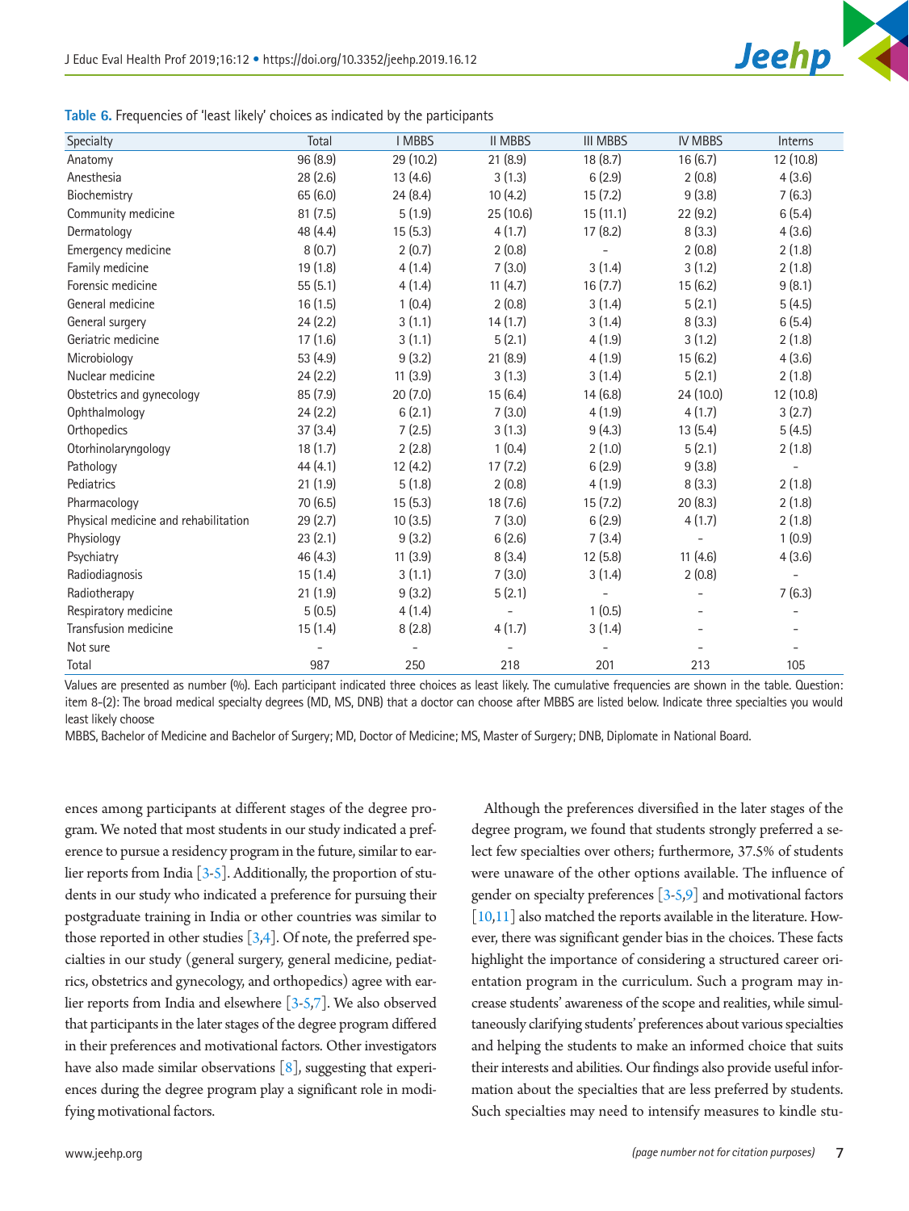**Table 6.** Frequencies of 'least likely' choices as indicated by the participants

| Specialty | Total | I MBBS | II MBBS | III MBBS | IV MBBS | Interns |
|---|---|---|---|---|---|---|
| Anatomy | 96 (8.9) | 29 (10.2) | 21 (8.9) | 18 (8.7) | 16 (6.7) | 12 (10.8) |
| Anesthesia | 28 (2.6) | 13 (4.6) | 3 (1.3) | 6 (2.9) | 2 (0.8) | 4 (3.6) |
| Biochemistry | 65 (6.0) | 24 (8.4) | 10 (4.2) | 15 (7.2) | 9 (3.8) | 7 (6.3) |
| Community medicine | 81 (7.5) | 5 (1.9) | 25 (10.6) | 15 (11.1) | 22 (9.2) | 6 (5.4) |
| Dermatology | 48 (4.4) | 15 (5.3) | 4 (1.7) | 17 (8.2) | 8 (3.3) | 4 (3.6) |
| Emergency medicine | 8 (0.7) | 2 (0.7) | 2 (0.8) | - | 2 (0.8) | 2 (1.8) |
| Family medicine | 19 (1.8) | 4 (1.4) | 7 (3.0) | 3 (1.4) | 3 (1.2) | 2 (1.8) |
| Forensic medicine | 55 (5.1) | 4 (1.4) | 11 (4.7) | 16 (7.7) | 15 (6.2) | 9 (8.1) |
| General medicine | 16 (1.5) | 1 (0.4) | 2 (0.8) | 3 (1.4) | 5 (2.1) | 5 (4.5) |
| General surgery | 24 (2.2) | 3 (1.1) | 14 (1.7) | 3 (1.4) | 8 (3.3) | 6 (5.4) |
| Geriatric medicine | 17 (1.6) | 3 (1.1) | 5 (2.1) | 4 (1.9) | 3 (1.2) | 2 (1.8) |
| Microbiology | 53 (4.9) | 9 (3.2) | 21 (8.9) | 4 (1.9) | 15 (6.2) | 4 (3.6) |
| Nuclear medicine | 24 (2.2) | 11 (3.9) | 3 (1.3) | 3 (1.4) | 5 (2.1) | 2 (1.8) |
| Obstetrics and gynecology | 85 (7.9) | 20 (7.0) | 15 (6.4) | 14 (6.8) | 24 (10.0) | 12 (10.8) |
| Ophthalmology | 24 (2.2) | 6 (2.1) | 7 (3.0) | 4 (1.9) | 4 (1.7) | 3 (2.7) |
| Orthopedics | 37 (3.4) | 7 (2.5) | 3 (1.3) | 9 (4.3) | 13 (5.4) | 5 (4.5) |
| Otorhinolaryngology | 18 (1.7) | 2 (2.8) | 1 (0.4) | 2 (1.0) | 5 (2.1) | 2 (1.8) |
| Pathology | 44 (4.1) | 12 (4.2) | 17 (7.2) | 6 (2.9) | 9 (3.8) | - |
| Pediatrics | 21 (1.9) | 5 (1.8) | 2 (0.8) | 4 (1.9) | 8 (3.3) | 2 (1.8) |
| Pharmacology | 70 (6.5) | 15 (5.3) | 18 (7.6) | 15 (7.2) | 20 (8.3) | 2 (1.8) |
| Physical medicine and rehabilitation | 29 (2.7) | 10 (3.5) | 7 (3.0) | 6 (2.9) | 4 (1.7) | 2 (1.8) |
| Physiology | 23 (2.1) | 9 (3.2) | 6 (2.6) | 7 (3.4) | - | 1 (0.9) |
| Psychiatry | 46 (4.3) | 11 (3.9) | 8 (3.4) | 12 (5.8) | 11 (4.6) | 4 (3.6) |
| Radiodiagnosis | 15 (1.4) | 3 (1.1) | 7 (3.0) | 3 (1.4) | 2 (0.8) | - |
| Radiotherapy | 21 (1.9) | 9 (3.2) | 5 (2.1) | - | - | 7 (6.3) |
| Respiratory medicine | 5 (0.5) | 4 (1.4) | - | 1 (0.5) | - | - |
| Transfusion medicine | 15 (1.4) | 8 (2.8) | 4 (1.7) | 3 (1.4) | - | - |
| Not sure | - | - | - | - | - | - |
| Total | 987 | 250 | 218 | 201 | 213 | 105 |

Values are presented as number (%). Each participant indicated three choices as least likely. The cumulative frequencies are shown in the table. Question: item 8-(2): The broad medical specialty degrees (MD, MS, DNB) that a doctor can choose after MBBS are listed below. Indicate three specialties you would least likely choose

MBBS, Bachelor of Medicine and Bachelor of Surgery; MD, Doctor of Medicine; MS, Master of Surgery; DNB, Diplomate in National Board.

ences among participants at different stages of the degree program. We noted that most students in our study indicated a preference to pursue a residency program in the future, similar to earlier reports from India [3-5]. Additionally, the proportion of students in our study who indicated a preference for pursuing their postgraduate training in India or other countries was similar to those reported in other studies [3,4]. Of note, the preferred specialties in our study (general surgery, general medicine, pediatrics, obstetrics and gynecology, and orthopedics) agree with earlier reports from India and elsewhere [3-5,7]. We also observed that participants in the later stages of the degree program differed in their preferences and motivational factors. Other investigators have also made similar observations [8], suggesting that experiences during the degree program play a significant role in modifying motivational factors.

Although the preferences diversified in the later stages of the degree program, we found that students strongly preferred a select few specialties over others; furthermore, 37.5% of students were unaware of the other options available. The influence of gender on specialty preferences [3-5,9] and motivational factors [10,11] also matched the reports available in the literature. However, there was significant gender bias in the choices. These facts highlight the importance of considering a structured career orientation program in the curriculum. Such a program may increase students' awareness of the scope and realities, while simultaneously clarifying students' preferences about various specialties and helping the students to make an informed choice that suits their interests and abilities. Our findings also provide useful information about the specialties that are less preferred by students. Such specialties may need to intensify measures to kindle stu-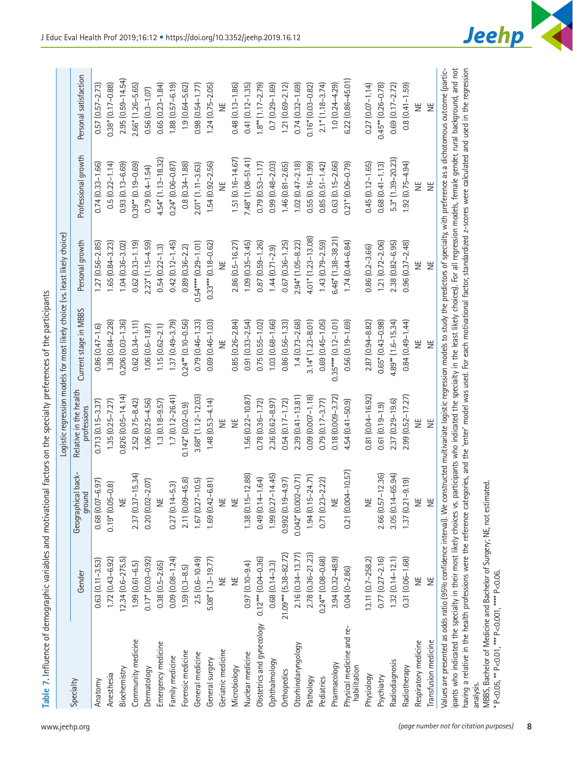**Table 7.** Influence of demographic variables and motivational factors on the specialty preferences of the participants

| Specialty | Logistic regression models for most likely choice (vs. least likely choice) | | | | | | |
|---|---|---|---|---|---|---|---|
| | Gender | Geographical background | Relative in the health professions | Current stage in MBBS | Personal growth | Professional growth | Personal satisfaction |
| Anatomy | 0.63 (0.11–3.53) | 0.68 (0.07–6.97) | 0.713 (0.15–3.37) | 0.86 (0.47–1.6) | 1.27 (0.56–2.85) | 0.74 (0.33–1.66) | 0.57 (0.57–2.73) |
| Anesthesia | 1.72 (0.43–6.92) | 0.19* (0.05–0.8) | 1.35 (0.25–7.27) | 1.38 (0.84–2.28) | 1.65 (0.84–3.23) | 0.5 (0.22–1.14) | 0.38* (0.17–0.88) |
| Biochemistry | 12.34 (0.6–275.5) | NE | 0.826 (0.05–14.14) | 0.206 (0.03–1.36) | 1.04 (0.36–3.02) | 0.93 (0.13–6.69) | 2.95 (0.59–14.54) |
| Community medicine | 1.99 (0.61–6.5) | 2.37 (0.37–15.34) | 2.52 (0.75–8.42) | 0.62 (0.34–1.11) | 0.62 (0.33–1.19) | 0.39** (0.19–0.69) | 2.66* (1.26–5.65) |
| Dermatology | 0.17* (0.03–0.92) | 0.20 (0.02–2.07) | 1.06 (0.25–4.56) | 1.06 (0.6–1.87) | 2.23* (1.15–4.59) | 0.79 (0.4–1.54) | 0.56 (0.3–1.07) |
| Emergency medicine | 0.38 (0.5–2.65) | NE | 1.3 (0.18–9.57) | 1.15 (0.62–2.1) | 0.54 (0.22–1.3) | 4.54* (1.13–18.32) | 0.65 (0.23–1.84) |
| Family medicine | 0.09 (0.08–1.24) | 0.27 (0.14–5.3) | 1.7 (0.12–26.41) | 1.37 (0.49–3.79) | 0.42 (0.12–1.45) | 0.24* (0.06–0.87) | 1.88 (0.57–6.19) |
| Forensic medicine | 1.59 (0.3–8.5) | 2.11 (0.09–45.8) | 0.142* (0.02–0.9) | 0.24** (0.10–0.56) | 0.89 (0.36–2.2) | 0.8 (0.34–1.88) | 1.9 (0.64–5.62) |
| General medicine | 2.5 (0.6–10.49) | 1.67 (0.27–10.5) | 3.68* (1.12–12.03) | 0.79 (0.46–1.33) | 0.54**** (0.29–1.01) | 2.01* (1.11–3.63) | 0.98 (0.54–1.77) |
| General surgery | 5.08* (1.3–19.77) | 1.69 (0.42–6.81) | 1.48 (0.53–4.14) | 0.69 (0.46–1.03) | 0.33*** (0.18–0.62) | 1.54 (0.92–2.56) | 1.24 (0.75–2.05) |
| Geriatric medicine | NE | NE | NE | NE | NE | NE | NE |
| Microbiology | NE | NE | NE | 0.85 (0.26–2.84) | 2.86 (0.5–16.27) | 1.51 (0.16–14.67) | 0.48 (0.13–1.86) |
| Nuclear medicine | 0.97 (0.10–9.4) | 1.38 (0.15–12.88) | 1.56 (0.22–10.87) | 0.91 (0.33–2.54) | 1.09 (0.35–3.45) | 7.48* (1.08–51.41) | 0.41 (0.12–1.35) |
| Obstetrics and gynecology | 0.12*** (0.04–0.36) | 0.49 (0.14–1.64) | 0.78 (0.36–1.72) | 0.75 (0.55–1.02) | 0.87 (0.59–1.26) | 0.79 (0.53–1.17) | 1.8** (1.17–2.79) |
| Ophthalmology | 0.68 (0.14–3.3) | 1.99 (0.27–14.45) | 2.36 (0.62–8.97) | 1.03 (0.68–1.66) | 1.44 (0.71–2.9) | 0.99 (0.48–2.03) | 0.7 (0.29–1.69) |
| Orthopedics | 21.09*** (5.38–82.72) | 0.992 (0.19–4.97) | 0.54 (0.17–1.72) | 0.86 (0.56–1.33) | 0.67 (0.36–1.25) | 1.46 (0.81–2.65) | 1.21 (0.69–2.12) |
| Otorhinolaryngology | 2.16 (0.34–13.77) | 0.042* (0.002–0.71) | 2.39 (0.41–13.81) | 1.4 (0.73–2.68) | 2.94* (1.05–8.22) | 1.02 (0.47–2.18) | 0.74 (0.32–1.69) |
| Pathology | 2.78 (0.36–21.23) | 1.94 (0.15–24.71) | 0.09 (0.007–1.18) | 3.14* (1.23–8.01) | 4.01* (1.23–13.08) | 0.55 (0.16–1.99) | 0.16* (0.03–0.82) |
| Pediatrics | 0.24** (0.08–0.68) | 0.71 (0.23–2.22) | 0.79 (0.17–3.77) | 0.69 (0.45–1.05) | 1.43 (0.79–2.59) | 0.85 (0.51–1.42) | 2.1* (1.18–3.74) |
| Pharmacology | 3.94 (0.32–48.9) | NE | 0.18 (0.009–3.72) | 0.35**** (0.12–1.01) | 6.46* (1.38–38.21) | 0.63 (0.15–2.66) | 1.0 (0.24–4.29) |
| Physical medicine and rehabilitation | 0.04 (0–2.86) | 0.21 (0.004–10.57) | 4.54 (0.41–50.9) | 0.56 (0.19–1.69) | 1.74 (0.44–6.84) | 0.21* (0.06–0.79) | 6.22 (0.86–45.01) |
| Physiology | 13.11 (0.7–258.2) | NE | 0.81 (0.04–16.92) | 2.87 (0.94–8.82) | 0.86 (0.2–3.66) | 0.45 (0.12–1.65) | 0.27 (0.07–1.14) |
| Psychiatry | 0.77 (0.27–2.16) | 2.66 (0.57–12.36) | 0.61 (0.19–1.9) | 0.65* (0.43–0.98) | 1.21 (0.72–2.06) | 0.68 (0.41–1.13) | 0.45** (0.26–0.78) |
| Radiodiagnosis | 1.32 (0.14–12.1) | 3.05 (0.14–65.94) | 2.37 (0.29–19.6) | 4.89** (1.6–15.34) | 2.38 (0.82–6.95) | 5.3* (1.39–20.23) | 0.69 (0.17–2.72) |
| Radiotherapy | 0.31 (0.06–1.68) | 1.37 (0.21–9.19) | 2.99 (0.52–17.27) | 0.84 (0.49–1.44) | 0.96 (0.37–2.48) | 1.92 (0.75–4.94) | 0.8 (0.41–1.59) |
| Respiratory medicine | NE | NE | NE | NE | NE | NE | NE |
| Transfusion medicine | NE | NE | NE | NE | NE | NE | NE |

Values are presented as odds ratio (95% confidence interval). We constructed multivariate logistic regression models to study the predictors of specialty, with preference as a dichotomous outcome (participants who indicated the specialty in their most likely choices vs. participants who indicated the specialty in the least likely choices). For all regression models, female gender, rural background, and not having a relative in the health professions were the reference categories, and the 'enter' model was used. For each motivational factor, standardized z-scores were calculated and used in the regression analysis.

MBBS, Bachelor of Medicine and Bachelor of Surgery; NE, not estimated.

*P<0.05, **P<0.01, ***P<0.001, ****P<0.06.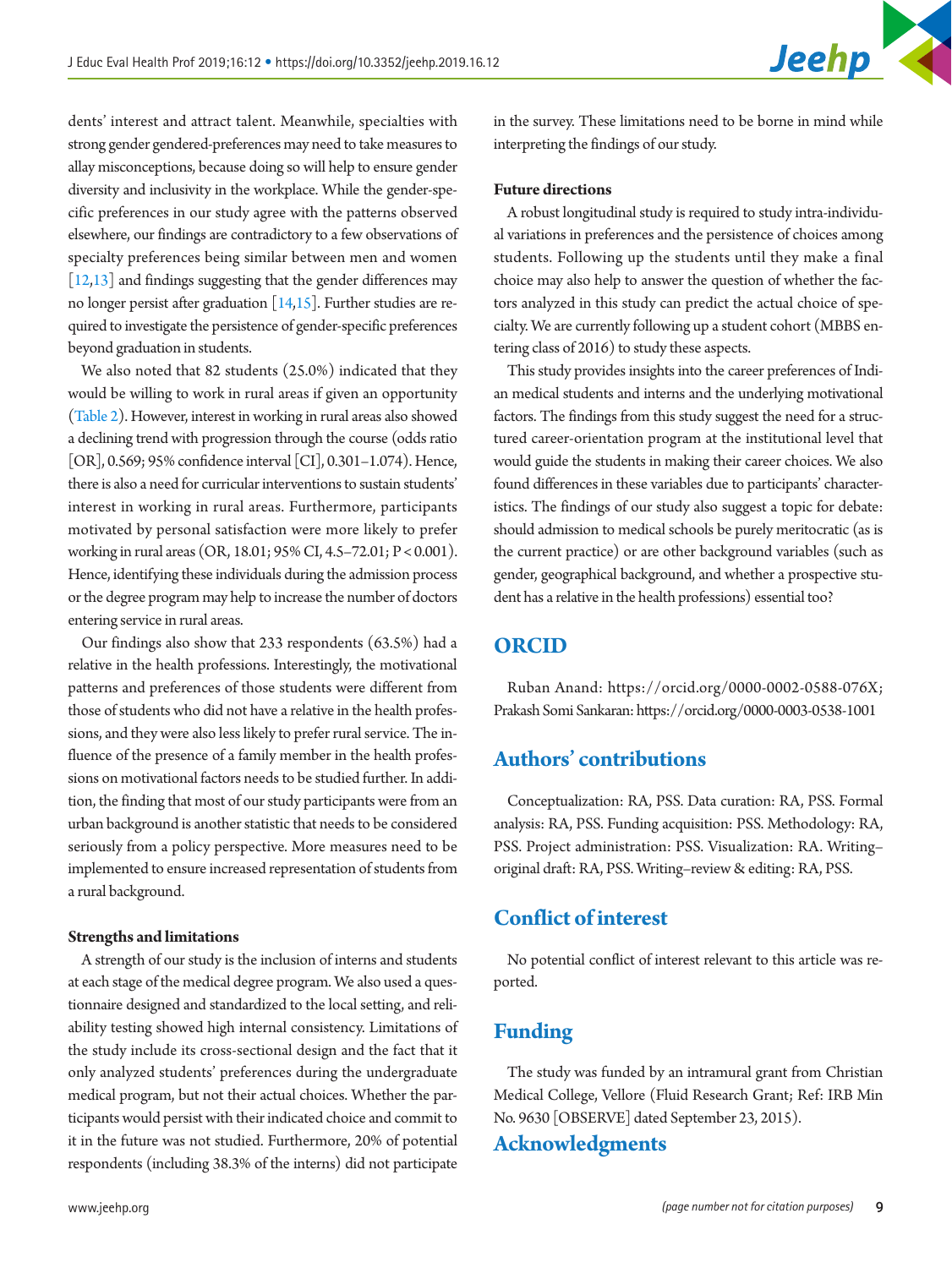dents' interest and attract talent. Meanwhile, specialties with strong gender gendered-preferences may need to take measures to allay misconceptions, because doing so will help to ensure gender diversity and inclusivity in the workplace. While the gender-specific preferences in our study agree with the patterns observed elsewhere, our findings are contradictory to a few observations of specialty preferences being similar between men and women [12,13] and findings suggesting that the gender differences may no longer persist after graduation [14,15]. Further studies are required to investigate the persistence of gender-specific preferences beyond graduation in students.

We also noted that 82 students (25.0%) indicated that they would be willing to work in rural areas if given an opportunity (Table 2). However, interest in working in rural areas also showed a declining trend with progression through the course (odds ratio [OR], 0.569; 95% confidence interval [CI], 0.301–1.074). Hence, there is also a need for curricular interventions to sustain students' interest in working in rural areas. Furthermore, participants motivated by personal satisfaction were more likely to prefer working in rural areas (OR, 18.01; 95% CI, 4.5–72.01; $P < 0.001$). Hence, identifying these individuals during the admission process or the degree program may help to increase the number of doctors entering service in rural areas.

Our findings also show that 233 respondents (63.5%) had a relative in the health professions. Interestingly, the motivational patterns and preferences of those students were different from those of students who did not have a relative in the health professions, and they were also less likely to prefer rural service. The influence of the presence of a family member in the health professions on motivational factors needs to be studied further. In addition, the finding that most of our study participants were from an urban background is another statistic that needs to be considered seriously from a policy perspective. More measures need to be implemented to ensure increased representation of students from a rural background.

### Strengths and limitations

A strength of our study is the inclusion of interns and students at each stage of the medical degree program. We also used a questionnaire designed and standardized to the local setting, and reliability testing showed high internal consistency. Limitations of the study include its cross-sectional design and the fact that it only analyzed students' preferences during the undergraduate medical program, but not their actual choices. Whether the participants would persist with their indicated choice and commit to it in the future was not studied. Furthermore, 20% of potential respondents (including 38.3% of the interns) did not participate in the survey. These limitations need to be borne in mind while interpreting the findings of our study.

### Future directions

A robust longitudinal study is required to study intra-individual variations in preferences and the persistence of choices among students. Following up the students until they make a final choice may also help to answer the question of whether the factors analyzed in this study can predict the actual choice of specialty. We are currently following up a student cohort (MBBS entering class of 2016) to study these aspects.

This study provides insights into the career preferences of Indian medical students and interns and the underlying motivational factors. The findings from this study suggest the need for a structured career-orientation program at the institutional level that would guide the students in making their career choices. We also found differences in these variables due to participants' characteristics. The findings of our study also suggest a topic for debate: should admission to medical schools be purely meritocratic (as is the current practice) or are other background variables (such as gender, geographical background, and whether a prospective student has a relative in the health professions) essential too?

## ORCID

Ruban Anand: https://orcid.org/0000-0002-0588-076X; Prakash Somi Sankaran: https://orcid.org/0000-0003-0538-1001

## Authors' contributions

Conceptualization: RA, PSS. Data curation: RA, PSS. Formal analysis: RA, PSS. Funding acquisition: PSS. Methodology: RA, PSS. Project administration: PSS. Visualization: RA. Writing–original draft: RA, PSS. Writing–review & editing: RA, PSS.

## Conflict of interest

No potential conflict of interest relevant to this article was reported.

## Funding

The study was funded by an intramural grant from Christian Medical College, Vellore (Fluid Research Grant; Ref: IRB Min No. 9630 [OBSERVE] dated September 23, 2015).

## Acknowledgments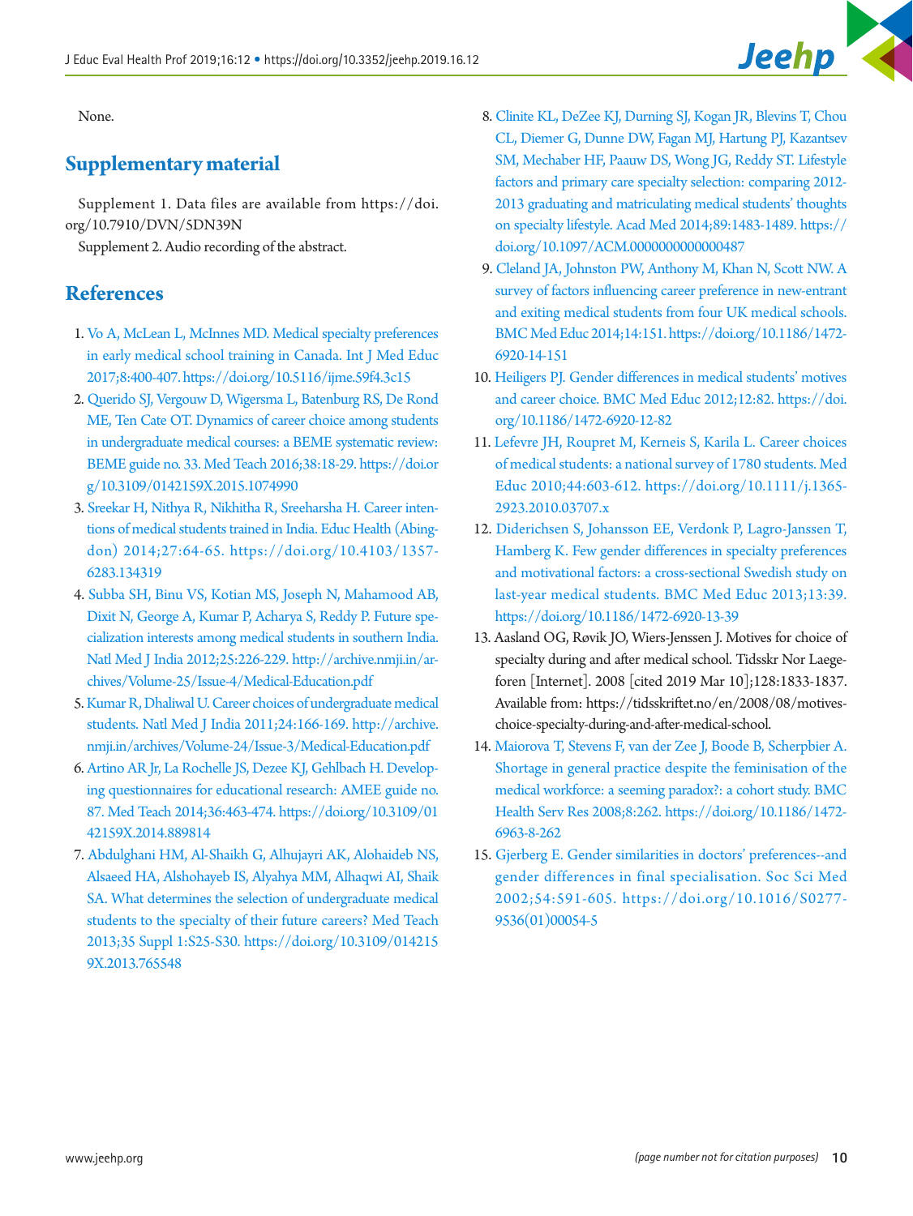None.

## Supplementary material

Supplement 1. Data files are available from https://doi.org/10.7910/DVN/SDN39N

Supplement 2. Audio recording of the abstract.

## References

1. Vo A, McLean L, McInnes MD. Medical specialty preferences in early medical school training in Canada. Int J Med Educ 2017;8:400-407. https://doi.org/10.5116/ijme.59f4.3c15
2. Querido SJ, Vergouw D, Wigersma L, Batenburg RS, De Rond ME, Ten Cate OT. Dynamics of career choice among students in undergraduate medical courses: a BEME systematic review: BEME guide no. 33. Med Teach 2016;38:18-29. https://doi.org/10.3109/0142159X.2015.1074990
3. Sreekar H, Nithya R, Nikhitha R, Sreeharsha H. Career intentions of medical students trained in India. Educ Health (Abingdon) 2014;27:64-65. https://doi.org/10.4103/1357-6283.134319
4. Subba SH, Binu VS, Kotian MS, Joseph N, Mahamood AB, Dixit N, George A, Kumar P, Acharya S, Reddy P. Future specialization interests among medical students in southern India. Natl Med J India 2012;25:226-229. http://archive.nmji.in/archives/Volume-25/Issue-4/Medical-Education.pdf
5. Kumar R, Dhaliwal U. Career choices of undergraduate medical students. Natl Med J India 2011;24:166-169. http://archive.nmji.in/archives/Volume-24/Issue-3/Medical-Education.pdf
6. Artino AR Jr, La Rochelle JS, Dezee KJ, Gehlbach H. Developing questionnaires for educational research: AMEE guide no. 87. Med Teach 2014;36:463-474. https://doi.org/10.3109/0142159X.2014.889814
7. Abdulghani HM, Al-Shaikh G, Alhujayri AK, Alohaideb NS, Alsaeed HA, Alshohayeb IS, Alyahya MM, Alhaqwi AI, Shaik SA. What determines the selection of undergraduate medical students to the specialty of their future careers? Med Teach 2013;35 Suppl 1:S25-S30. https://doi.org/10.3109/0142159X.2013.765548
8. Clinite KL, DeZee KJ, Durning SJ, Kogan JR, Blevins T, Chou CL, Diemer G, Dunne DW, Fagan MJ, Hartung PJ, Kazantsev SM, Mechaber HF, Paauw DS, Wong JG, Reddy ST. Lifestyle factors and primary care specialty selection: comparing 2012-2013 graduating and matriculating medical students' thoughts on specialty lifestyle. Acad Med 2014;89:1483-1489. https://doi.org/10.1097/ACM.0000000000000487
9. Cleland JA, Johnston PW, Anthony M, Khan N, Scott NW. A survey of factors influencing career preference in new-entrant and exiting medical students from four UK medical schools. BMC Med Educ 2014;14:151. https://doi.org/10.1186/1472-6920-14-151
10. Heiligers PJ. Gender differences in medical students' motives and career choice. BMC Med Educ 2012;12:82. https://doi.org/10.1186/1472-6920-12-82
11. Lefevre JH, Roupret M, Kerneis S, Karila L. Career choices of medical students: a national survey of 1780 students. Med Educ 2010;44:603-612. https://doi.org/10.1111/j.1365-2923.2010.03707.x
12. Diderichsen S, Johansson EE, Verdonk P, Lagro-Janssen T, Hamberg K. Few gender differences in specialty preferences and motivational factors: a cross-sectional Swedish study on last-year medical students. BMC Med Educ 2013;13:39. https://doi.org/10.1186/1472-6920-13-39
13. Aasland OG, Røvik JO, Wiers-Jenssen J. Motives for choice of specialty during and after medical school. Tidsskr Nor Laegeforen [Internet]. 2008 [cited 2019 Mar 10];128:1833-1837. Available from: https://tidsskriftet.no/en/2008/08/motives-choice-specialty-during-and-after-medical-school.
14. Maiorova T, Stevens F, van der Zee J, Boode B, Scherpbier A. Shortage in general practice despite the feminisation of the medical workforce: a seeming paradox?: a cohort study. BMC Health Serv Res 2008;8:262. https://doi.org/10.1186/1472-6963-8-262
15. Gjerberg E. Gender similarities in doctors' preferences--and gender differences in final specialisation. Soc Sci Med 2002;54:591-605. https://doi.org/10.1016/S0277-9536(01)00054-5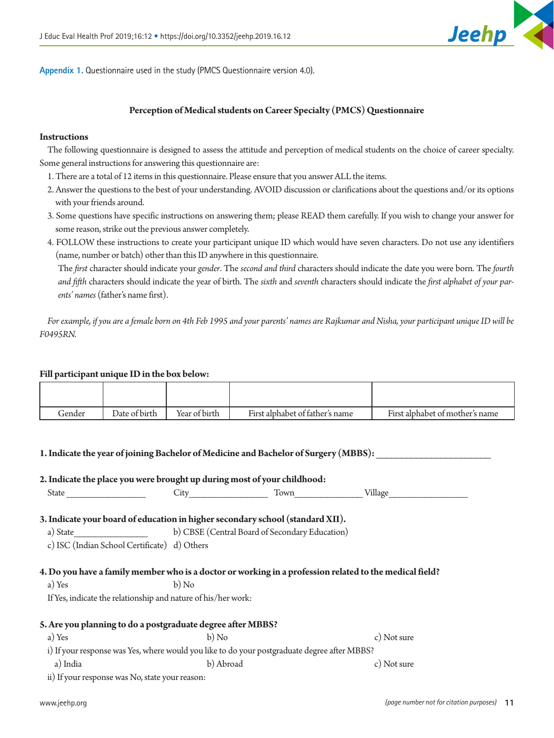**Appendix 1.** Questionnaire used in the study (PMCS Questionnaire version 4.0).

## Perception of Medical students on Career Specialty (PMCS) Questionnaire

### Instructions

The following questionnaire is designed to assess the attitude and perception of medical students on the choice of career specialty. Some general instructions for answering this questionnaire are:

1. There are a total of 12 items in this questionnaire. Please ensure that you answer ALL the items.
2. Answer the questions to the best of your understanding. AVOID discussion or clarifications about the questions and/or its options with your friends around.
3. Some questions have specific instructions on answering them; please READ them carefully. If you wish to change your answer for some reason, strike out the previous answer completely.
4. FOLLOW these instructions to create your participant unique ID which would have seven characters. Do not use any identifiers (name, number or batch) other than this ID anywhere in this questionnaire.
   The *first* character should indicate your *gender*. The *second and third* characters should indicate the date you were born. The *fourth and fifth* characters should indicate the year of birth. The *sixth* and *seventh* characters should indicate the *first alphabet of your parents' names* (father's name first).

*For example, if you are a female born on 4th Feb 1995 and your parents' names are Rajkumar and Nisha, your participant unique ID will be F0495RN.*

**Fill participant unique ID in the box below:**

| | | | | |
|---|---|---|---|---|
| Gender | Date of birth | Year of birth | First alphabet of father's name | First alphabet of mother's name |

**1. Indicate the year of joining Bachelor of Medicine and Bachelor of Surgery (MBBS):** ________________________

**2. Indicate the place you were brought up during most of your childhood:**

State _________________ City_________________ Town_______________ Village_________________

**3. Indicate your board of education in higher secondary school (standard XII).**

a) State________________ b) CBSE (Central Board of Secondary Education)

c) ISC (Indian School Certificate) d) Others

**4. Do you have a family member who is a doctor or working in a profession related to the medical field?**

a) Yes b) No

If Yes, indicate the relationship and nature of his/her work:

**5. Are you planning to do a postgraduate degree after MBBS?**

a) Yes b) No c) Not sure

i) If your response was Yes, where would you like to do your postgraduate degree after MBBS?

a) India b) Abroad c) Not sure

ii) If your response was No, state your reason: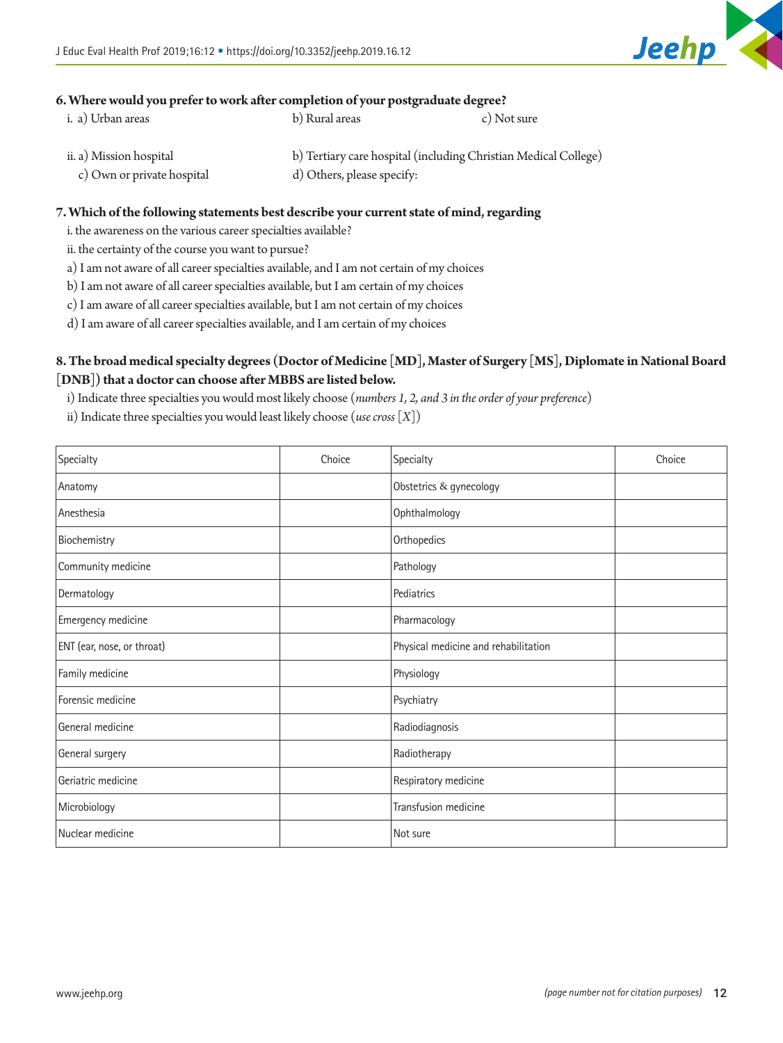**6. Where would you prefer to work after completion of your postgraduate degree?**

i. a) Urban areas b) Rural areas c) Not sure

ii. a) Mission hospital b) Tertiary care hospital (including Christian Medical College)
c) Own or private hospital d) Others, please specify:

**7. Which of the following statements best describe your current state of mind, regarding**

i. the awareness on the various career specialties available?
ii. the certainty of the course you want to pursue?
a) I am not aware of all career specialties available, and I am not certain of my choices
b) I am not aware of all career specialties available, but I am certain of my choices
c) I am aware of all career specialties available, but I am not certain of my choices
d) I am aware of all career specialties available, and I am certain of my choices

**8. The broad medical specialty degrees (Doctor of Medicine [MD], Master of Surgery [MS], Diplomate in National Board [DNB]) that a doctor can choose after MBBS are listed below.**

i) Indicate three specialties you would most likely choose (*numbers 1, 2, and 3 in the order of your preference*)
ii) Indicate three specialties you would least likely choose (*use cross [X]*)

| Specialty | Choice | Specialty | Choice |
|---|---|---|---|
| Anatomy | | Obstetrics & gynecology | |
| Anesthesia | | Ophthalmology | |
| Biochemistry | | Orthopedics | |
| Community medicine | | Pathology | |
| Dermatology | | Pediatrics | |
| Emergency medicine | | Pharmacology | |
| ENT (ear, nose, or throat) | | Physical medicine and rehabilitation | |
| Family medicine | | Physiology | |
| Forensic medicine | | Psychiatry | |
| General medicine | | Radiodiagnosis | |
| General surgery | | Radiotherapy | |
| Geriatric medicine | | Respiratory medicine | |
| Microbiology | | Transfusion medicine | |
| Nuclear medicine | | Not sure | |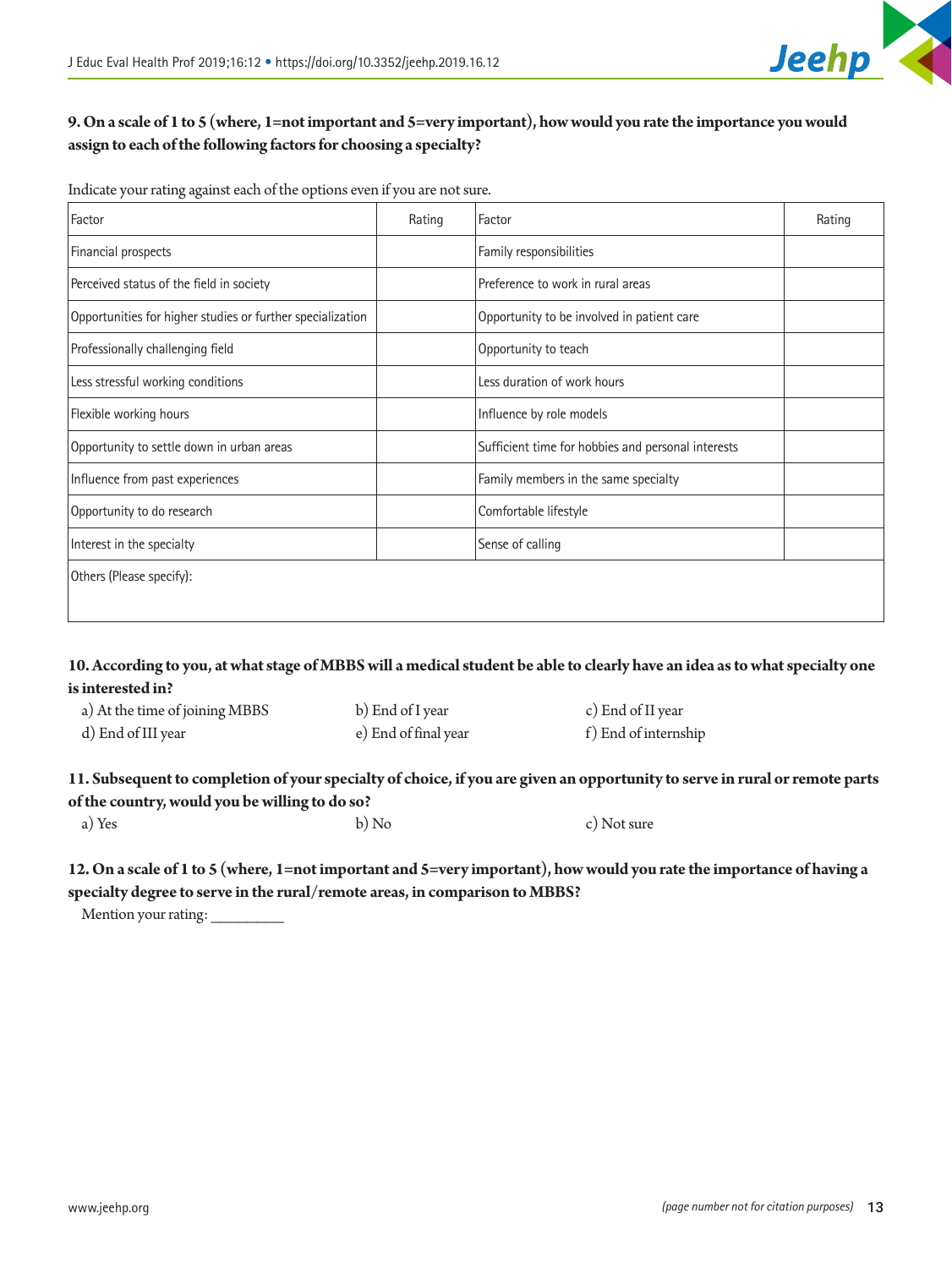**9. On a scale of 1 to 5 (where, 1=not important and 5=very important), how would you rate the importance you would assign to each of the following factors for choosing a specialty?**

Indicate your rating against each of the options even if you are not sure.

| Factor | Rating | Factor | Rating |
|---|---|---|---|
| Financial prospects | | Family responsibilities | |
| Perceived status of the field in society | | Preference to work in rural areas | |
| Opportunities for higher studies or further specialization | | Opportunity to be involved in patient care | |
| Professionally challenging field | | Opportunity to teach | |
| Less stressful working conditions | | Less duration of work hours | |
| Flexible working hours | | Influence by role models | |
| Opportunity to settle down in urban areas | | Sufficient time for hobbies and personal interests | |
| Influence from past experiences | | Family members in the same specialty | |
| Opportunity to do research | | Comfortable lifestyle | |
| Interest in the specialty | | Sense of calling | |
| Others (Please specify): | | | |

**10. According to you, at what stage of MBBS will a medical student be able to clearly have an idea as to what specialty one is interested in?**

a) At the time of joining MBBS  b) End of I year  c) End of II year
d) End of III year  e) End of final year  f) End of internship

**11. Subsequent to completion of your specialty of choice, if you are given an opportunity to serve in rural or remote parts of the country, would you be willing to do so?**

a) Yes  b) No  c) Not sure

**12. On a scale of 1 to 5 (where, 1=not important and 5=very important), how would you rate the importance of having a specialty degree to serve in the rural/remote areas, in comparison to MBBS?**

Mention your rating: _________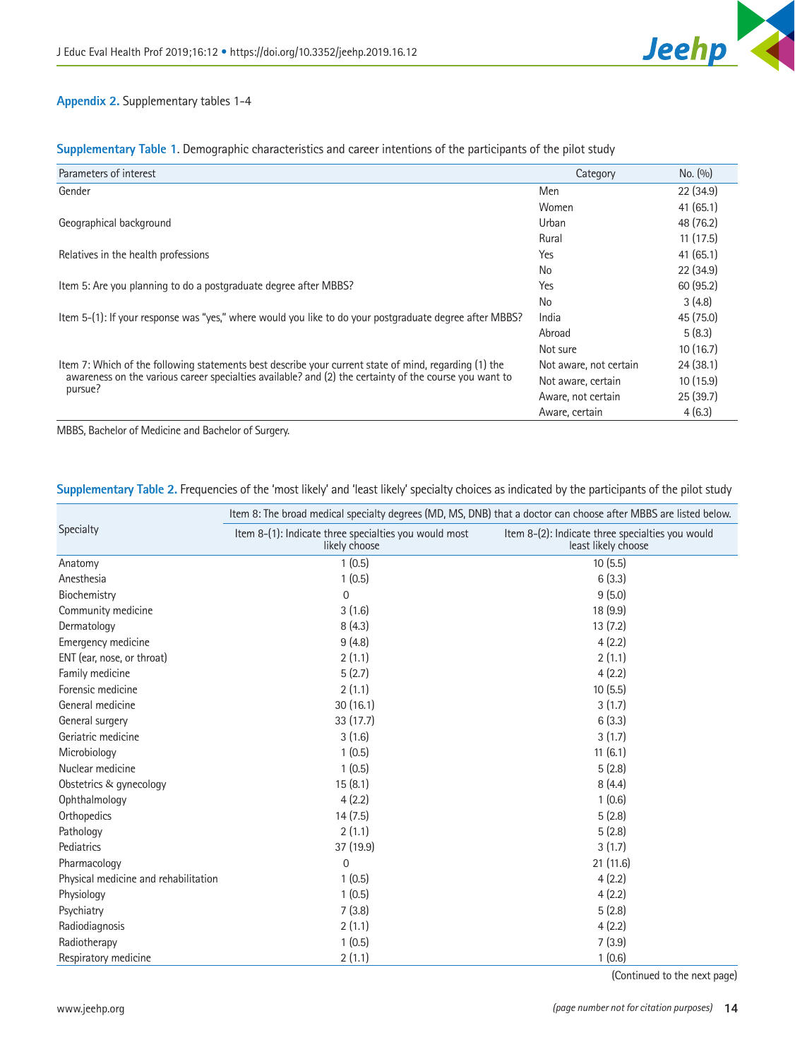**Appendix 2.** Supplementary tables 1-4

**Supplementary Table 1.** Demographic characteristics and career intentions of the participants of the pilot study

| Parameters of interest | Category | No. (%) |
|---|---|---|
| Gender | Men | 22 (34.9) |
| | Women | 41 (65.1) |
| Geographical background | Urban | 48 (76.2) |
| | Rural | 11 (17.5) |
| Relatives in the health professions | Yes | 41 (65.1) |
| | No | 22 (34.9) |
| Item 5: Are you planning to do a postgraduate degree after MBBS? | Yes | 60 (95.2) |
| | No | 3 (4.8) |
| Item 5-(1): If your response was "yes," where would you like to do your postgraduate degree after MBBS? | India | 45 (75.0) |
| | Abroad | 5 (8.3) |
| | Not sure | 10 (16.7) |
| Item 7: Which of the following statements best describe your current state of mind, regarding (1) the awareness on the various career specialties available? and (2) the certainty of the course you want to pursue? | Not aware, not certain | 24 (38.1) |
| | Not aware, certain | 10 (15.9) |
| | Aware, not certain | 25 (39.7) |
| | Aware, certain | 4 (6.3) |

MBBS, Bachelor of Medicine and Bachelor of Surgery.

**Supplementary Table 2.** Frequencies of the 'most likely' and 'least likely' specialty choices as indicated by the participants of the pilot study

| Specialty | Item 8: The broad medical specialty degrees (MD, MS, DNB) that a doctor can choose after MBBS are listed below. | |
|---|---|---|
| | Item 8-(1): Indicate three specialties you would most likely choose | Item 8-(2): Indicate three specialties you would least likely choose |
| Anatomy | 1 (0.5) | 10 (5.5) |
| Anesthesia | 1 (0.5) | 6 (3.3) |
| Biochemistry | 0 | 9 (5.0) |
| Community medicine | 3 (1.6) | 18 (9.9) |
| Dermatology | 8 (4.3) | 13 (7.2) |
| Emergency medicine | 9 (4.8) | 4 (2.2) |
| ENT (ear, nose, or throat) | 2 (1.1) | 2 (1.1) |
| Family medicine | 5 (2.7) | 4 (2.2) |
| Forensic medicine | 2 (1.1) | 10 (5.5) |
| General medicine | 30 (16.1) | 3 (1.7) |
| General surgery | 33 (17.7) | 6 (3.3) |
| Geriatric medicine | 3 (1.6) | 3 (1.7) |
| Microbiology | 1 (0.5) | 11 (6.1) |
| Nuclear medicine | 1 (0.5) | 5 (2.8) |
| Obstetrics & gynecology | 15 (8.1) | 8 (4.4) |
| Ophthalmology | 4 (2.2) | 1 (0.6) |
| Orthopedics | 14 (7.5) | 5 (2.8) |
| Pathology | 2 (1.1) | 5 (2.8) |
| Pediatrics | 37 (19.9) | 3 (1.7) |
| Pharmacology | 0 | 21 (11.6) |
| Physical medicine and rehabilitation | 1 (0.5) | 4 (2.2) |
| Physiology | 1 (0.5) | 4 (2.2) |
| Psychiatry | 7 (3.8) | 5 (2.8) |
| Radiodiagnosis | 2 (1.1) | 4 (2.2) |
| Radiotherapy | 1 (0.5) | 7 (3.9) |
| Respiratory medicine | 2 (1.1) | 1 (0.6) |

(Continued to the next page)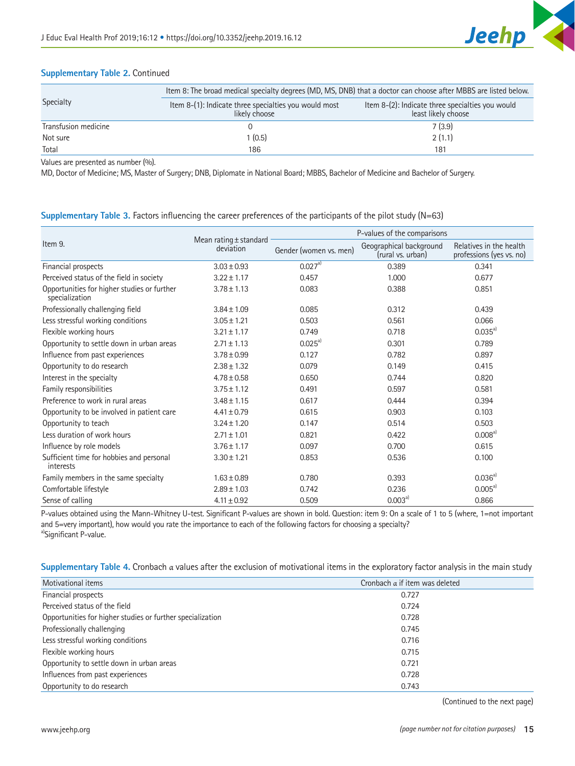**Supplementary Table 2.** Continued

| Specialty | Item 8: The broad medical specialty degrees (MD, MS, DNB) that a doctor can choose after MBBS are listed below. | |
|---|---|---|
| | Item 8-(1): Indicate three specialties you would most likely choose | Item 8-(2): Indicate three specialties you would least likely choose |
| Transfusion medicine | 0 | 7 (3.9) |
| Not sure | 1 (0.5) | 2 (1.1) |
| Total | 186 | 181 |

Values are presented as number (%).

MD, Doctor of Medicine; MS, Master of Surgery; DNB, Diplomate in National Board; MBBS, Bachelor of Medicine and Bachelor of Surgery.

**Supplementary Table 3.** Factors influencing the career preferences of the participants of the pilot study (N=63)

| Item 9. | Mean rating ± standard deviation | P-values of the comparisons | | |
|---|---|---|---|---|
| | | Gender (women vs. men) | Geographical background (rural vs. urban) | Relatives in the health professions (yes vs. no) |
| Financial prospects | 3.03 ± 0.93 | 0.027[a] | 0.389 | 0.341 |
| Perceived status of the field in society | 3.22 ± 1.17 | 0.457 | 1.000 | 0.677 |
| Opportunities for higher studies or further specialization | 3.78 ± 1.13 | 0.083 | 0.388 | 0.851 |
| Professionally challenging field | 3.84 ± 1.09 | 0.085 | 0.312 | 0.439 |
| Less stressful working conditions | 3.05 ± 1.21 | 0.503 | 0.561 | 0.066 |
| Flexible working hours | 3.21 ± 1.17 | 0.749 | 0.718 | 0.035[a] |
| Opportunity to settle down in urban areas | 2.71 ± 1.13 | 0.025[a] | 0.301 | 0.789 |
| Influence from past experiences | 3.78 ± 0.99 | 0.127 | 0.782 | 0.897 |
| Opportunity to do research | 2.38 ± 1.32 | 0.079 | 0.149 | 0.415 |
| Interest in the specialty | 4.78 ± 0.58 | 0.650 | 0.744 | 0.820 |
| Family responsibilities | 3.75 ± 1.12 | 0.491 | 0.597 | 0.581 |
| Preference to work in rural areas | 3.48 ± 1.15 | 0.617 | 0.444 | 0.394 |
| Opportunity to be involved in patient care | 4.41 ± 0.79 | 0.615 | 0.903 | 0.103 |
| Opportunity to teach | 3.24 ± 1.20 | 0.147 | 0.514 | 0.503 |
| Less duration of work hours | 2.71 ± 1.01 | 0.821 | 0.422 | 0.008[a] |
| Influence by role models | 3.76 ± 1.17 | 0.097 | 0.700 | 0.615 |
| Sufficient time for hobbies and personal interests | 3.30 ± 1.21 | 0.853 | 0.536 | 0.100 |
| Family members in the same specialty | 1.63 ± 0.89 | 0.780 | 0.393 | 0.036[a] |
| Comfortable lifestyle | 2.89 ± 1.03 | 0.742 | 0.236 | 0.005[a] |
| Sense of calling | 4.11 ± 0.92 | 0.509 | 0.003[a] | 0.866 |

P-values obtained using the Mann-Whitney U-test. Significant P-values are shown in bold. Question: item 9: On a scale of 1 to 5 (where, 1=not important and 5=very important), how would you rate the importance to each of the following factors for choosing a specialty?

[a]Significant P-value.

**Supplementary Table 4.** Cronbach α values after the exclusion of motivational items in the exploratory factor analysis in the main study

| Motivational items | Cronbach α if item was deleted |
|---|---|
| Financial prospects | 0.727 |
| Perceived status of the field | 0.724 |
| Opportunities for higher studies or further specialization | 0.728 |
| Professionally challenging | 0.745 |
| Less stressful working conditions | 0.716 |
| Flexible working hours | 0.715 |
| Opportunity to settle down in urban areas | 0.721 |
| Influences from past experiences | 0.728 |
| Opportunity to do research | 0.743 |

(Continued to the next page)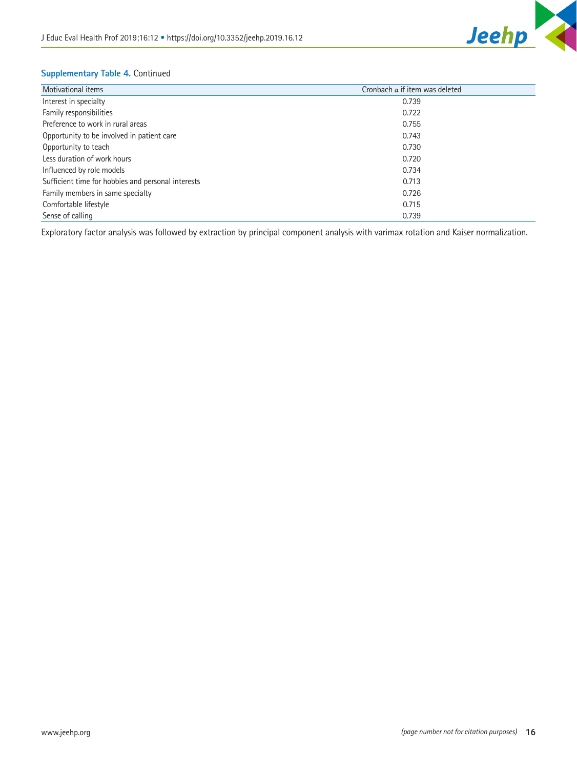**Supplementary Table 4.** Continued

| Motivational items | Cronbach α if item was deleted |
|---|---|
| Interest in specialty | 0.739 |
| Family responsibilities | 0.722 |
| Preference to work in rural areas | 0.755 |
| Opportunity to be involved in patient care | 0.743 |
| Opportunity to teach | 0.730 |
| Less duration of work hours | 0.720 |
| Influenced by role models | 0.734 |
| Sufficient time for hobbies and personal interests | 0.713 |
| Family members in same specialty | 0.726 |
| Comfortable lifestyle | 0.715 |
| Sense of calling | 0.739 |

Exploratory factor analysis was followed by extraction by principal component analysis with varimax rotation and Kaiser normalization.